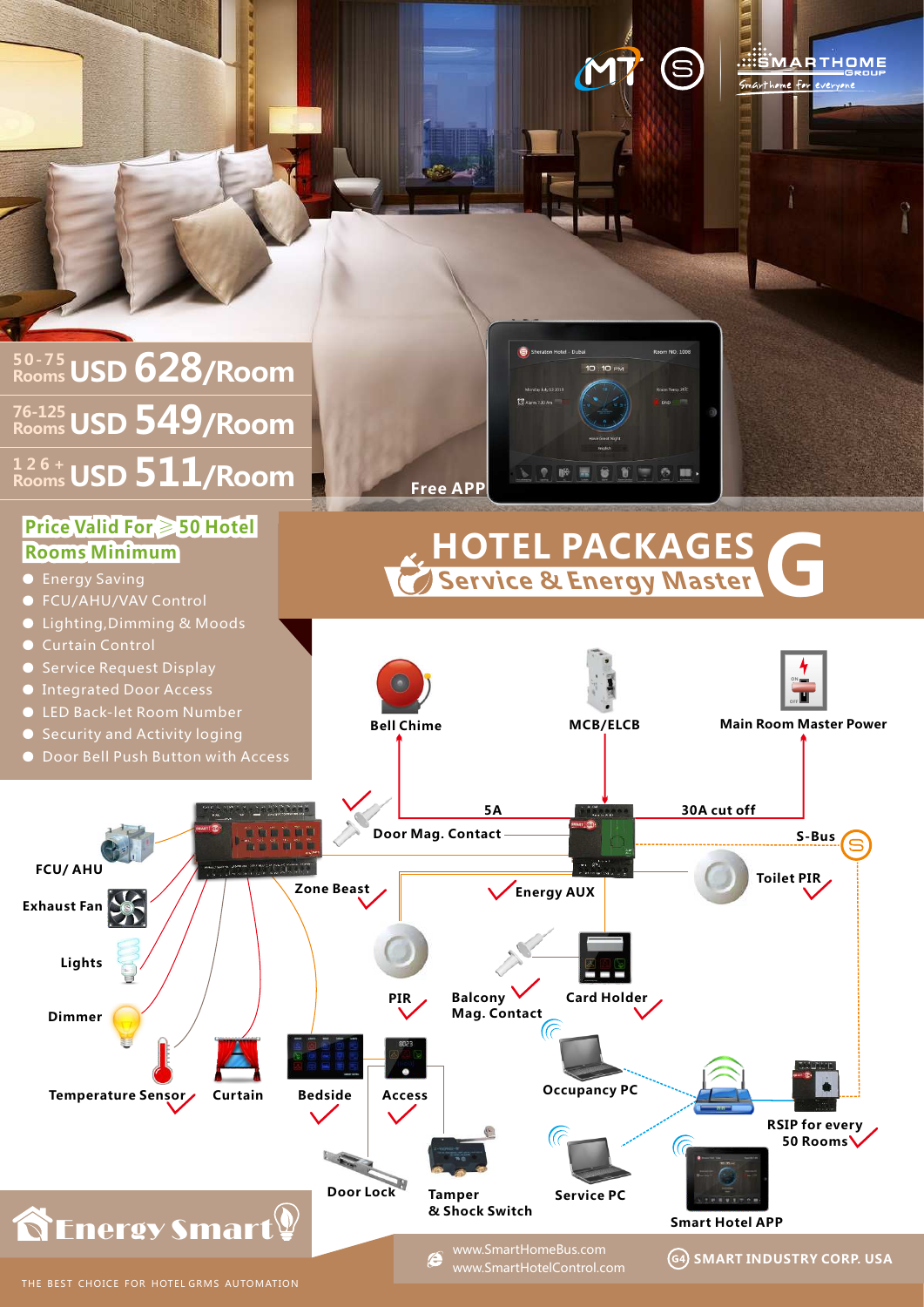SMARTHOME GROUP

Smarthome for everyone

| Rooms | Price |
|---|---|
| 50-75 Rooms | USD 628/Room |
| 76-125 Rooms | USD 549/Room |
| 126+ Rooms | USD 511/Room |

Free APP

**Price Valid For ≥ 50 Hotel Rooms Minimum**

- Energy Saving
- FCU/AHU/VAV Control
- Lighting,Dimming & Moods
- Curtain Control
- Service Request Display
- Integrated Door Access
- LED Back-let Room Number
- Security and Activity loging
- Door Bell Push Button with Access

# HOTEL PACKAGES G

## Service & Energy Master

Bell Chime

MCB/ELCB

Main Room Master Power

5A

30A cut off

Door Mag. Contact

S-Bus

FCU/ AHU

Toilet PIR

Zone Beast

Energy AUX

Exhaust Fan

Lights

PIR

Balcony Mag. Contact

Card Holder

Dimmer

Occupancy PC

Temperature Sensor

Curtain

Bedside

Access

RSIP for every 50 Rooms

Door Lock

Tamper & Shock Switch

Service PC

Smart Hotel APP

Energy Smart

THE BEST CHOICE FOR HOTEL GRMS AUTOMATION

www.SmartHomeBus.com
www.SmartHotelControl.com

SMART INDUSTRY CORP. USA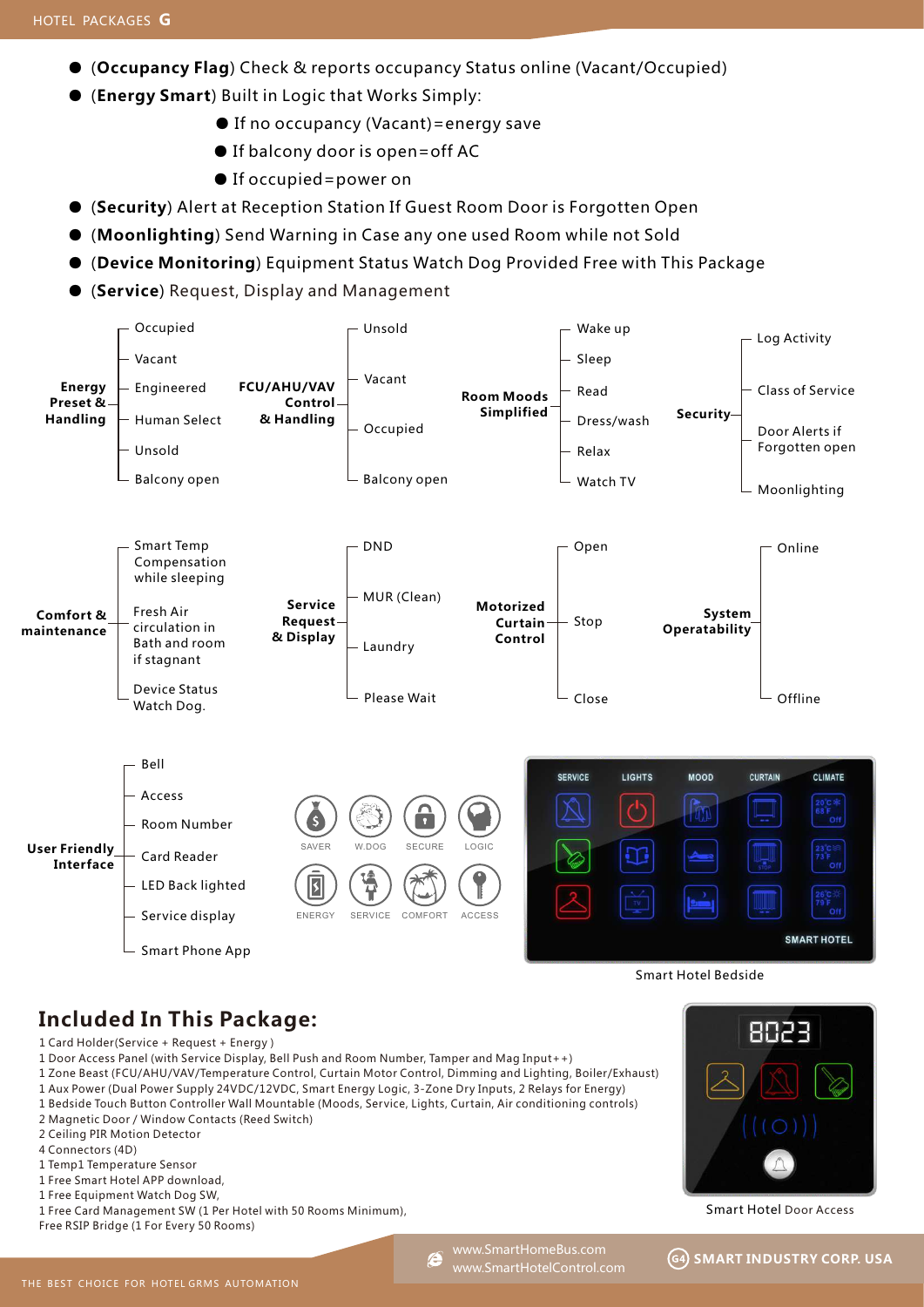- (**Occupancy Flag**) Check & reports occupancy Status online (Vacant/Occupied)
- (**Energy Smart**) Built in Logic that Works Simply:
  - If no occupancy (Vacant)=energy save
  - If balcony door is open=off AC
  - If occupied=power on
- (**Security**) Alert at Reception Station If Guest Room Door is Forgotten Open
- (**Moonlighting**) Send Warning in Case any one used Room while not Sold
- (**Device Monitoring**) Equipment Status Watch Dog Provided Free with This Package
- (**Service**) Request, Display and Management

**Energy Preset & Handling**
- Occupied
- Vacant
- Engineered
- Human Select
- Unsold
- Balcony open

**FCU/AHU/VAV Control & Handling**
- Unsold
- Vacant
- Occupied
- Balcony open

**Room Moods Simplified**
- Wake up
- Sleep
- Read
- Dress/wash
- Relax
- Watch TV

**Security**
- Log Activity
- Class of Service
- Door Alerts if Forgotten open
- Moonlighting

**Comfort & maintenance**
- Smart Temp Compensation while sleeping
- Fresh Air circulation in Bath and room if stagnant
- Device Status Watch Dog.

**Service Request & Display**
- DND
- MUR (Clean)
- Laundry
- Please Wait

**Motorized Curtain Control**
- Open
- Stop
- Close

**System Operatability**
- Online
- Offline

**User Friendly Interface**
- Bell
- Access
- Room Number
- Card Reader
- LED Back lighted
- Service display
- Smart Phone App

SAVER W.DOG SECURE LOGIC
ENERGY SERVICE COMFORT ACCESS

SERVICE LIGHTS MOOD CURTAIN CLIMATE
SMART HOTEL

Smart Hotel Bedside

## Included In This Package:

1 Card Holder(Service + Request + Energy )
1 Door Access Panel (with Service Display, Bell Push and Room Number, Tamper and Mag Input++)
1 Zone Beast (FCU/AHU/VAV/Temperature Control, Curtain Motor Control, Dimming and Lighting, Boiler/Exhaust)
1 Aux Power (Dual Power Supply 24VDC/12VDC, Smart Energy Logic, 3-Zone Dry Inputs, 2 Relays for Energy)
1 Bedside Touch Button Controller Wall Mountable (Moods, Service, Lights, Curtain, Air conditioning controls)
2 Magnetic Door / Window Contacts (Reed Switch)
2 Ceiling PIR Motion Detector
4 Connectors (4D)
1 Temp1 Temperature Sensor
1 Free Smart Hotel APP download,
1 Free Equipment Watch Dog SW,
1 Free Card Management SW (1 Per Hotel with 50 Rooms Minimum),
Free RSIP Bridge (1 For Every 50 Rooms)

8023

Smart Hotel Door Access

www.SmartHomeBus.com
www.SmartHotelControl.com

SMART INDUSTRY CORP. USA

THE BEST CHOICE FOR HOTEL GRMS AUTOMATION